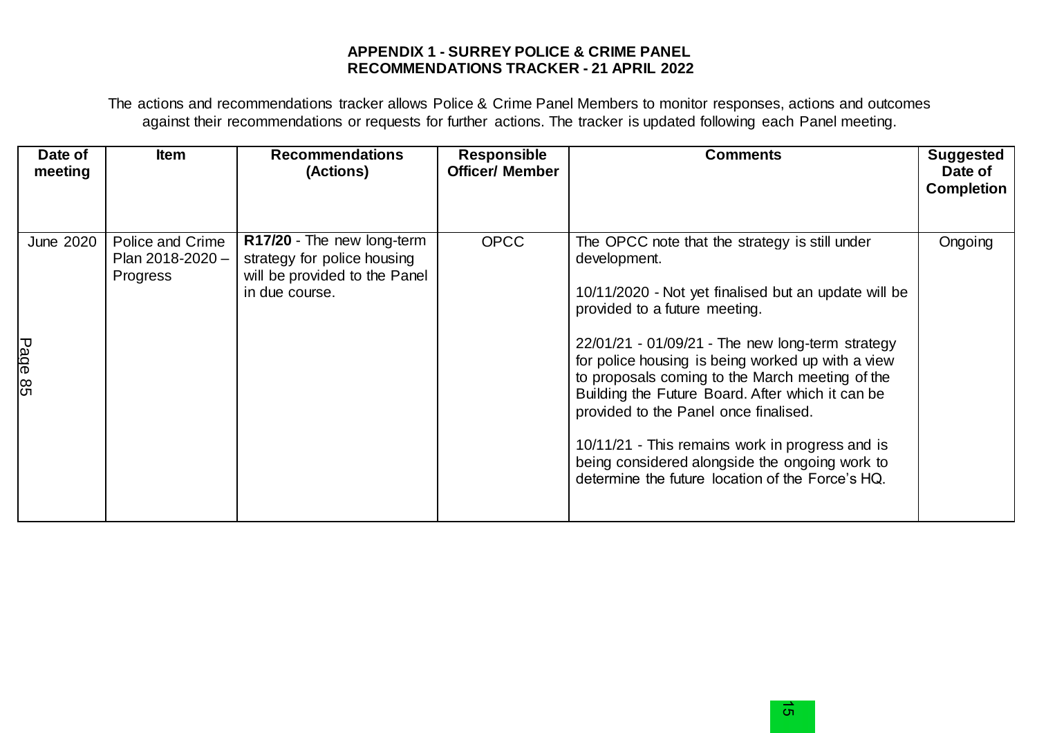**APPENDIX 1 - SURREY POLICE & CRIME PANEL**
**RECOMMENDATIONS TRACKER - 21 APRIL 2022**

The actions and recommendations tracker allows Police & Crime Panel Members to monitor responses, actions and outcomes against their recommendations or requests for further actions. The tracker is updated following each Panel meeting.

| Date of meeting | Item | Recommendations (Actions) | Responsible Officer/ Member | Comments | Suggested Date of Completion |
|---|---|---|---|---|---|
| June 2020 | Police and Crime Plan 2018-2020 – Progress | **R17/20** - The new long-term strategy for police housing will be provided to the Panel in due course. | OPCC | The OPCC note that the strategy is still under development.<br><br>10/11/2020 - Not yet finalised but an update will be provided to a future meeting.<br><br>22/01/21 - 01/09/21 - The new long-term strategy for police housing is being worked up with a view to proposals coming to the March meeting of the Building the Future Board. After which it can be provided to the Panel once finalised.<br><br>10/11/21 - This remains work in progress and is being considered alongside the ongoing work to determine the future location of the Force's HQ. | Ongoing |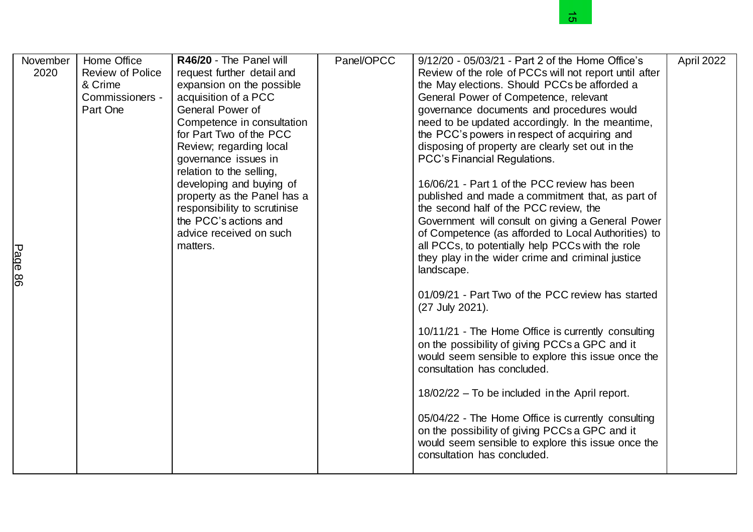| November 2020 | Home Office Review of Police & Crime Commissioners - Part One | **R46/20** - The Panel will request further detail and expansion on the possible acquisition of a PCC General Power of Competence in consultation for Part Two of the PCC Review; regarding local governance issues in relation to the selling, developing and buying of property as the Panel has a responsibility to scrutinise the PCC's actions and advice received on such matters. | Panel/OPCC | 9/12/20 - 05/03/21 - Part 2 of the Home Office's Review of the role of PCCs will not report until after the May elections. Should PCCs be afforded a General Power of Competence, relevant governance documents and procedures would need to be updated accordingly. In the meantime, the PCC's powers in respect of acquiring and disposing of property are clearly set out in the PCC's Financial Regulations.<br><br>16/06/21 - Part 1 of the PCC review has been published and made a commitment that, as part of the second half of the PCC review, the Government will consult on giving a General Power of Competence (as afforded to Local Authorities) to all PCCs, to potentially help PCCs with the role they play in the wider crime and criminal justice landscape.<br><br>01/09/21 - Part Two of the PCC review has started (27 July 2021).<br><br>10/11/21 - The Home Office is currently consulting on the possibility of giving PCCs a GPC and it would seem sensible to explore this issue once the consultation has concluded.<br><br>18/02/22 – To be included in the April report.<br><br>05/04/22 - The Home Office is currently consulting on the possibility of giving PCCs a GPC and it would seem sensible to explore this issue once the consultation has concluded. | April 2022 |
|---|---|---|---|---|---|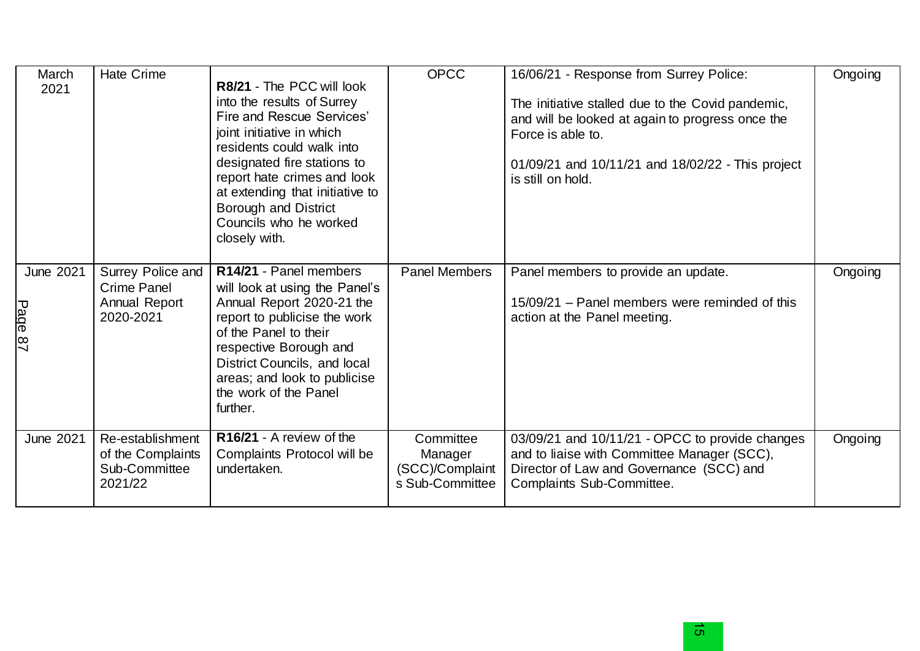| March 2021 | Hate Crime | **R8/21** - The PCC will look into the results of Surrey Fire and Rescue Services' joint initiative in which residents could walk into designated fire stations to report hate crimes and look at extending that initiative to Borough and District Councils who he worked closely with. | OPCC | 16/06/21 - Response from Surrey Police:<br><br>The initiative stalled due to the Covid pandemic, and will be looked at again to progress once the Force is able to.<br><br>01/09/21 and 10/11/21 and 18/02/22 - This project is still on hold. | Ongoing |
|---|---|---|---|---|---|
| June 2021 | Surrey Police and Crime Panel Annual Report 2020-2021 | **R14/21** - Panel members will look at using the Panel's Annual Report 2020-21 the report to publicise the work of the Panel to their respective Borough and District Councils, and local areas; and look to publicise the work of the Panel further. | Panel Members | Panel members to provide an update.<br><br>15/09/21 – Panel members were reminded of this action at the Panel meeting. | Ongoing |
| June 2021 | Re-establishment of the Complaints Sub-Committee 2021/22 | **R16/21** - A review of the Complaints Protocol will be undertaken. | Committee Manager (SCC)/Complaints Sub-Committee | 03/09/21 and 10/11/21 - OPCC to provide changes and to liaise with Committee Manager (SCC), Director of Law and Governance (SCC) and Complaints Sub-Committee. | Ongoing |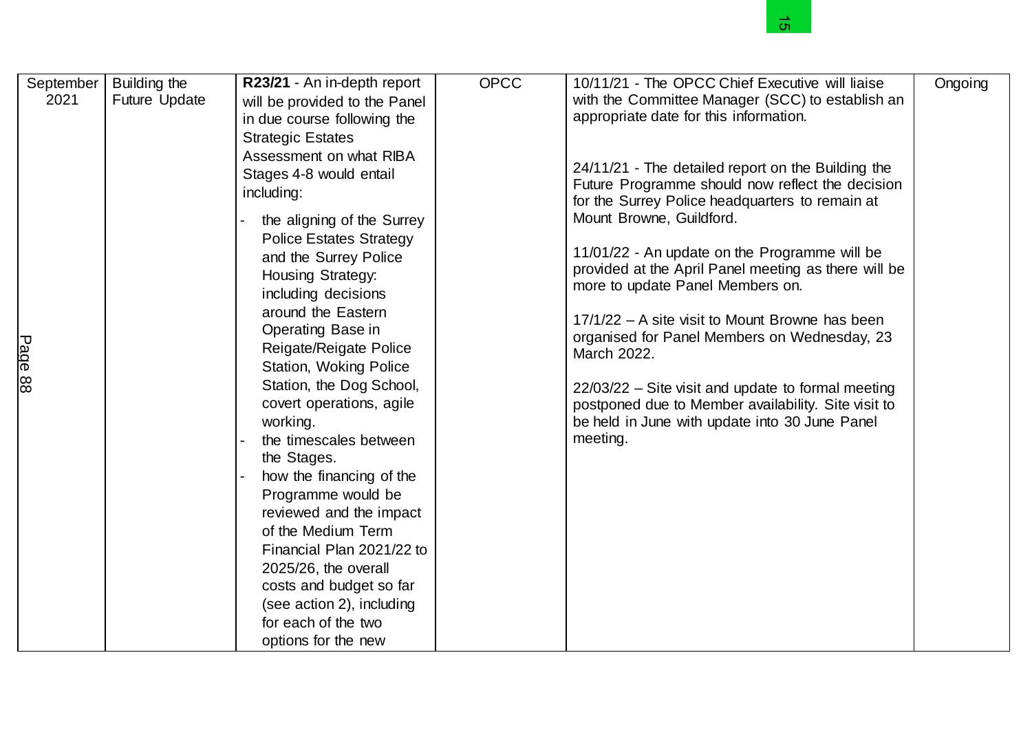| September 2021 | Building the Future Update | **R23/21** - An in-depth report will be provided to the Panel in due course following the Strategic Estates Assessment on what RIBA Stages 4-8 would entail including:<br>- the aligning of the Surrey Police Estates Strategy and the Surrey Police Housing Strategy: including decisions around the Eastern Operating Base in Reigate/Reigate Police Station, Woking Police Station, the Dog School, covert operations, agile working.<br>- the timescales between the Stages.<br>- how the financing of the Programme would be reviewed and the impact of the Medium Term Financial Plan 2021/22 to 2025/26, the overall costs and budget so far (see action 2), including for each of the two options for the new | OPCC | 10/11/21 - The OPCC Chief Executive will liaise with the Committee Manager (SCC) to establish an appropriate date for this information.<br><br>24/11/21 - The detailed report on the Building the Future Programme should now reflect the decision for the Surrey Police headquarters to remain at Mount Browne, Guildford.<br><br>11/01/22 - An update on the Programme will be provided at the April Panel meeting as there will be more to update Panel Members on.<br><br>17/1/22 – A site visit to Mount Browne has been organised for Panel Members on Wednesday, 23 March 2022.<br><br>22/03/22 – Site visit and update to formal meeting postponed due to Member availability. Site visit to be held in June with update into 30 June Panel meeting. | Ongoing |
|---|---|---|---|---|---|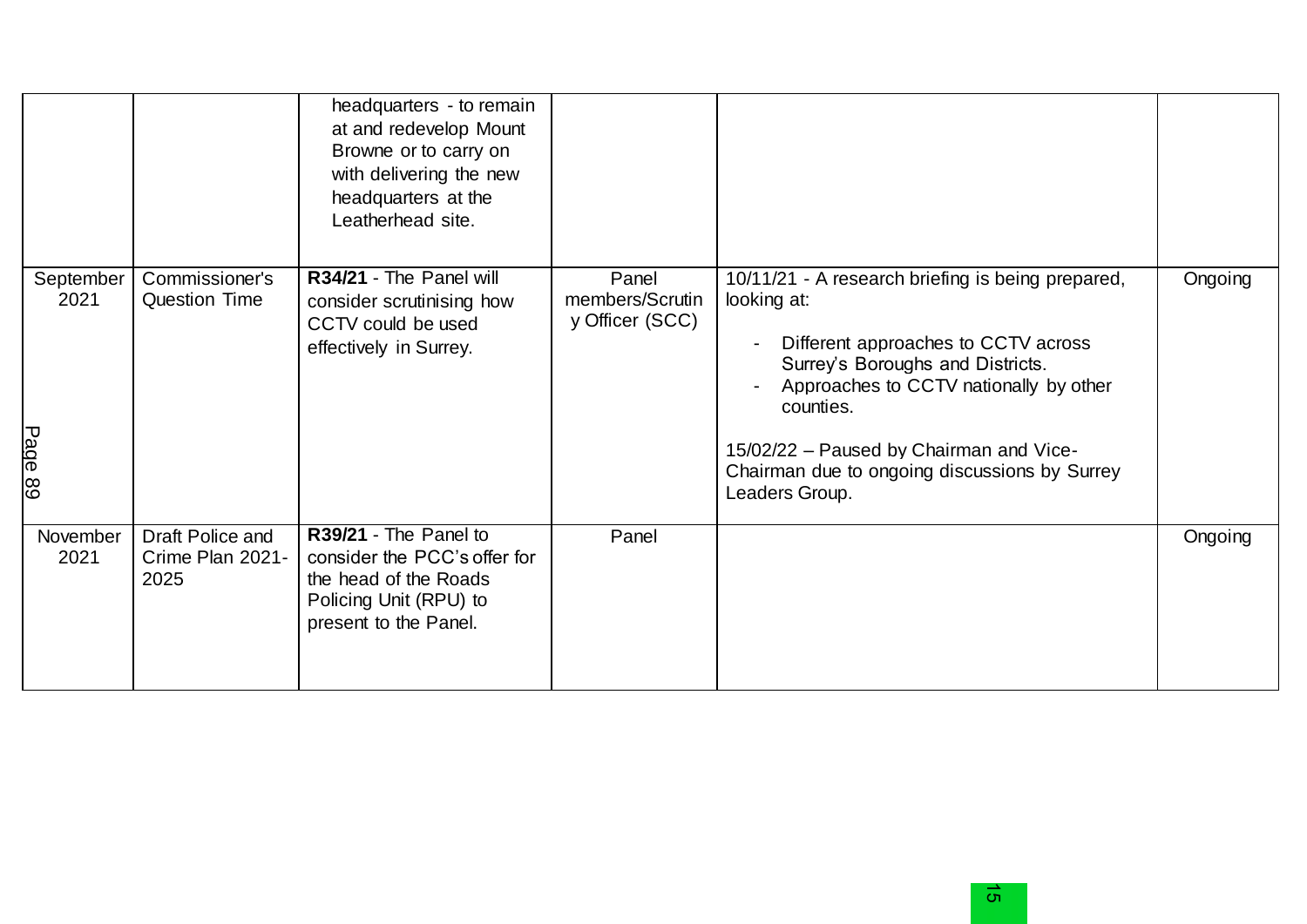| | | headquarters - to remain at and redevelop Mount Browne or to carry on with delivering the new headquarters at the Leatherhead site. | | | |
|---|---|---|---|---|---|
| September 2021 | Commissioner's Question Time | **R34/21** - The Panel will consider scrutinising how CCTV could be used effectively in Surrey. | Panel members/Scrutiny Officer (SCC) | 10/11/21 - A research briefing is being prepared, looking at: <br>- Different approaches to CCTV across Surrey's Boroughs and Districts.<br>- Approaches to CCTV nationally by other counties.<br><br>15/02/22 – Paused by Chairman and Vice-Chairman due to ongoing discussions by Surrey Leaders Group. | Ongoing |
| November 2021 | Draft Police and Crime Plan 2021-2025 | **R39/21** - The Panel to consider the PCC's offer for the head of the Roads Policing Unit (RPU) to present to the Panel. | Panel | | Ongoing |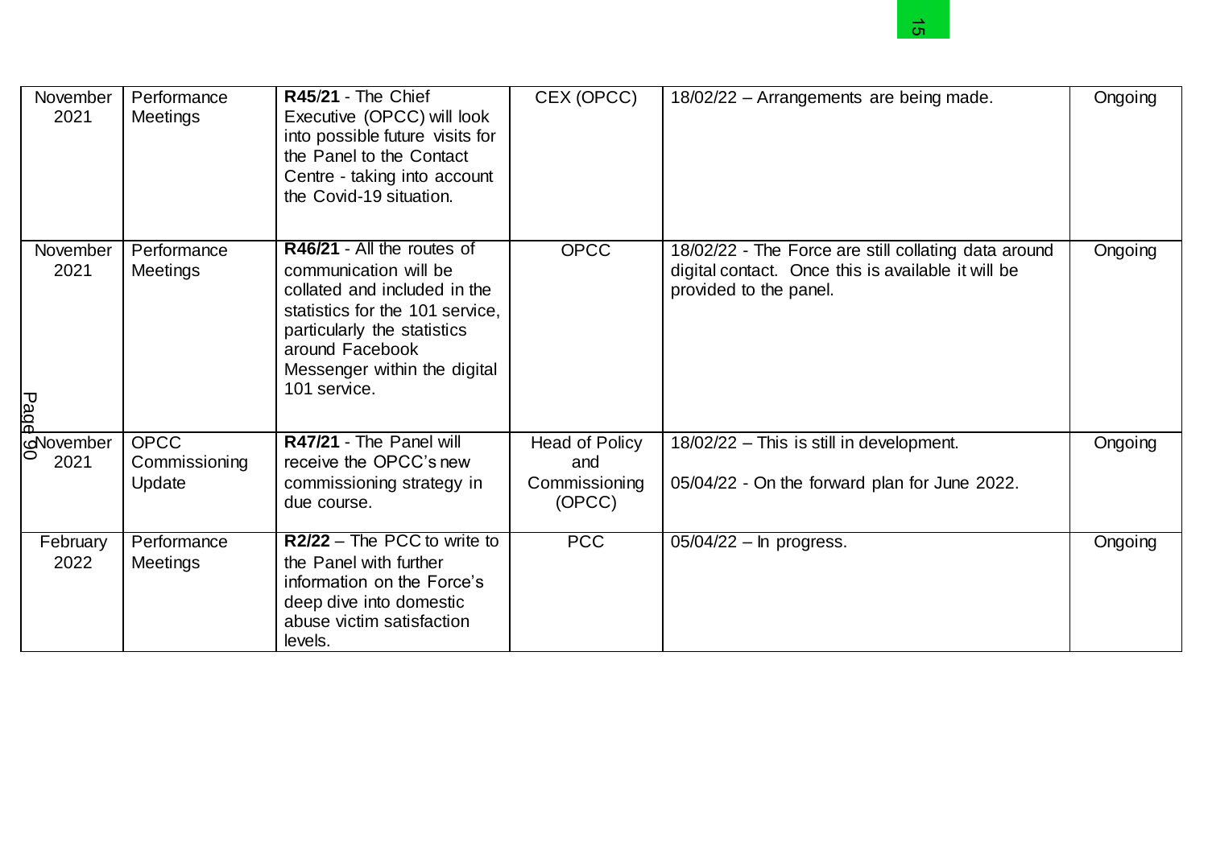| | | | | | |
|---|---|---|---|---|---|
| November 2021 | Performance Meetings | **R45/21** - The Chief Executive (OPCC) will look into possible future visits for the Panel to the Contact Centre - taking into account the Covid-19 situation. | CEX (OPCC) | 18/02/22 – Arrangements are being made. | Ongoing |
| November 2021 | Performance Meetings | **R46/21** - All the routes of communication will be collated and included in the statistics for the 101 service, particularly the statistics around Facebook Messenger within the digital 101 service. | OPCC | 18/02/22 - The Force are still collating data around digital contact. Once this is available it will be provided to the panel. | Ongoing |
| November 2021 | OPCC Commissioning Update | **R47/21** - The Panel will receive the OPCC's new commissioning strategy in due course. | Head of Policy and Commissioning (OPCC) | 18/02/22 – This is still in development.<br><br>05/04/22 - On the forward plan for June 2022. | Ongoing |
| February 2022 | Performance Meetings | **R2/22** – The PCC to write to the Panel with further information on the Force's deep dive into domestic abuse victim satisfaction levels. | PCC | 05/04/22 – In progress. | Ongoing |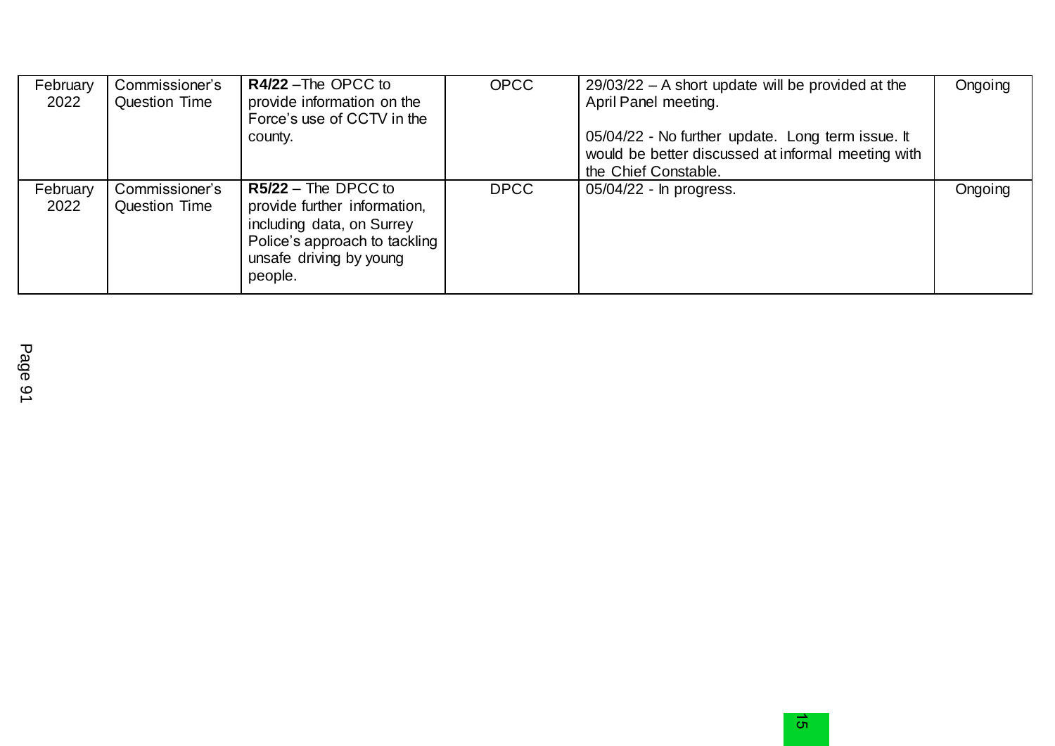| February 2022 | Commissioner's Question Time | **R4/22** –The OPCC to provide information on the Force's use of CCTV in the county. | OPCC | 29/03/22 – A short update will be provided at the April Panel meeting.<br><br>05/04/22 - No further update. Long term issue. It would be better discussed at informal meeting with the Chief Constable. | Ongoing |
|---|---|---|---|---|---|
| February 2022 | Commissioner's Question Time | **R5/22** – The DPCC to provide further information, including data, on Surrey Police's approach to tackling unsafe driving by young people. | DPCC | 05/04/22 - In progress. | Ongoing |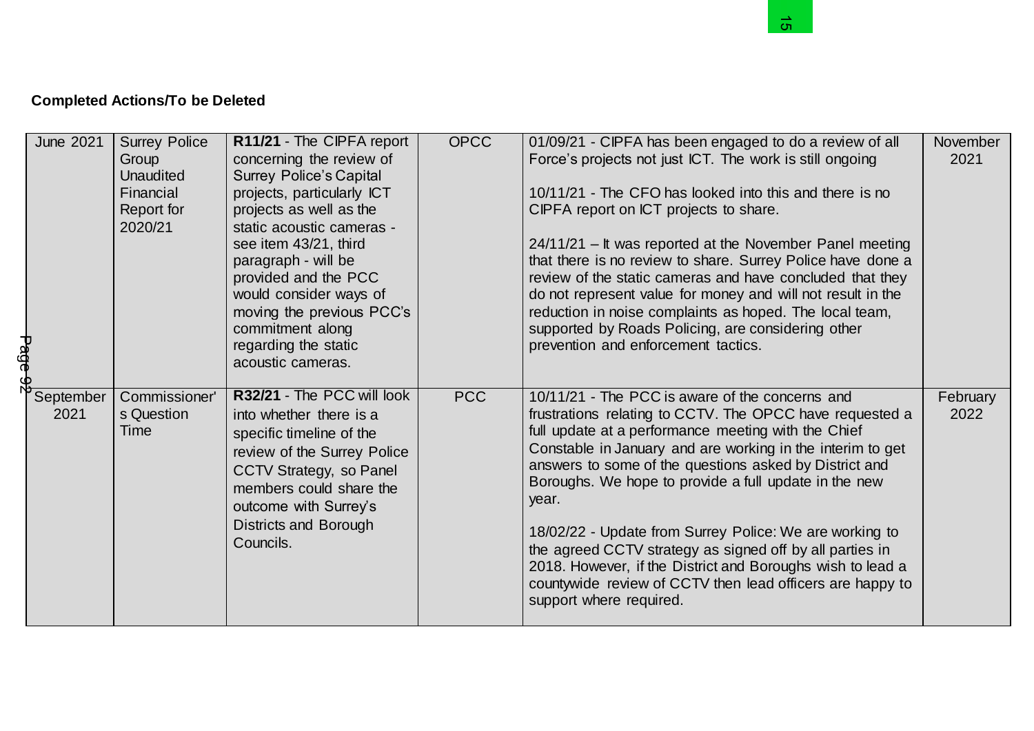**Completed Actions/To be Deleted**

| | | | | | |
|---|---|---|---|---|---|
| June 2021 | Surrey Police Group Unaudited Financial Report for 2020/21 | **R11/21** - The CIPFA report concerning the review of Surrey Police's Capital projects, particularly ICT projects as well as the static acoustic cameras - see item 43/21, third paragraph - will be provided and the PCC would consider ways of moving the previous PCC's commitment along regarding the static acoustic cameras. | OPCC | 01/09/21 - CIPFA has been engaged to do a review of all Force's projects not just ICT. The work is still ongoing<br><br>10/11/21 - The CFO has looked into this and there is no CIPFA report on ICT projects to share.<br><br>24/11/21 – It was reported at the November Panel meeting that there is no review to share. Surrey Police have done a review of the static cameras and have concluded that they do not represent value for money and will not result in the reduction in noise complaints as hoped. The local team, supported by Roads Policing, are considering other prevention and enforcement tactics. | November 2021 |
| September 2021 | Commissioner's Question Time | **R32/21** - The PCC will look into whether there is a specific timeline of the review of the Surrey Police CCTV Strategy, so Panel members could share the outcome with Surrey's Districts and Borough Councils. | PCC | 10/11/21 - The PCC is aware of the concerns and frustrations relating to CCTV. The OPCC have requested a full update at a performance meeting with the Chief Constable in January and are working in the interim to get answers to some of the questions asked by District and Boroughs. We hope to provide a full update in the new year.<br><br>18/02/22 - Update from Surrey Police: We are working to the agreed CCTV strategy as signed off by all parties in 2018. However, if the District and Boroughs wish to lead a countywide review of CCTV then lead officers are happy to support where required. | February 2022 |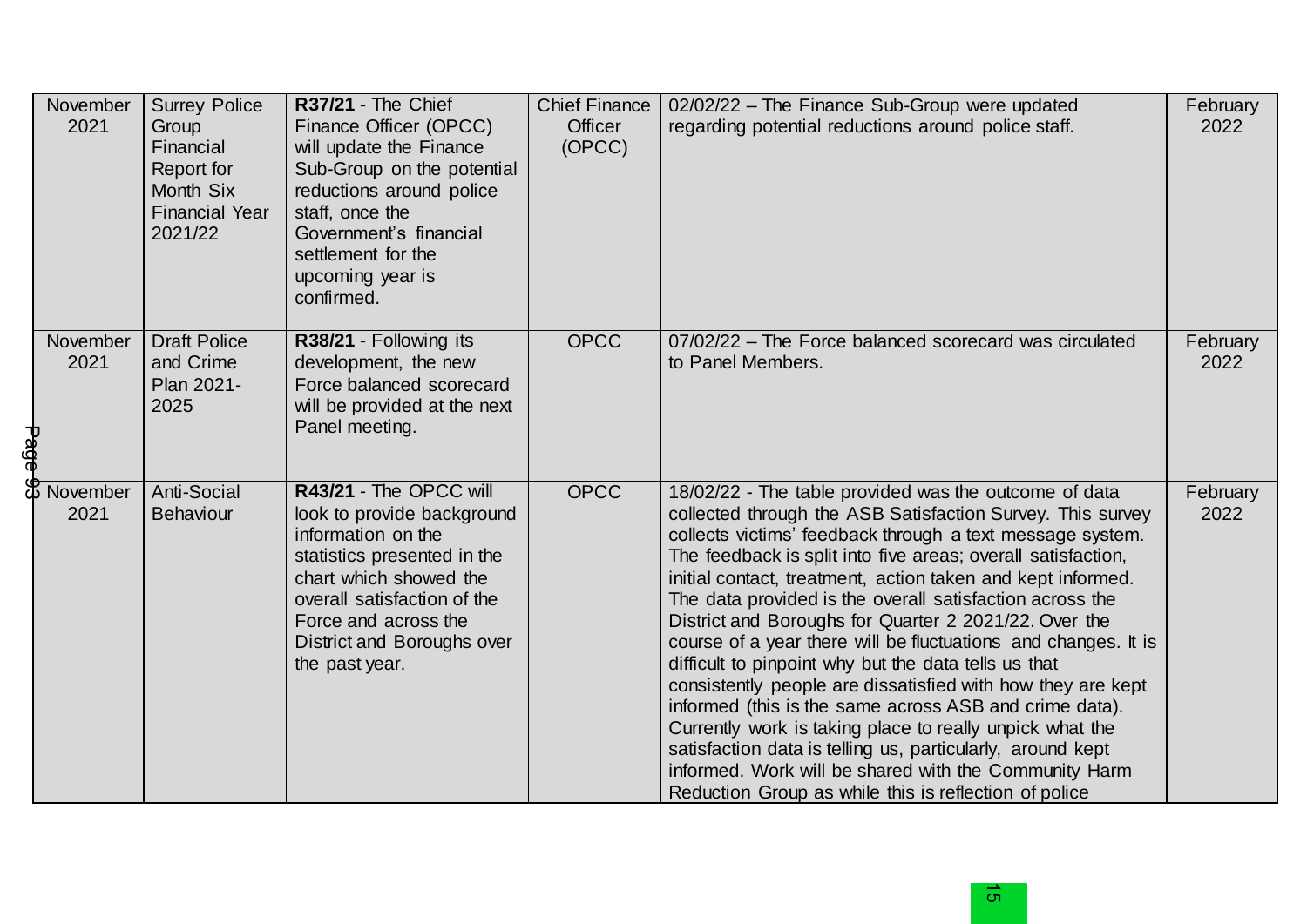| November 2021 | Surrey Police Group Financial Report for Month Six Financial Year 2021/22 | **R37/21** - The Chief Finance Officer (OPCC) will update the Finance Sub-Group on the potential reductions around police staff, once the Government's financial settlement for the upcoming year is confirmed. | Chief Finance Officer (OPCC) | 02/02/22 – The Finance Sub-Group were updated regarding potential reductions around police staff. | February 2022 |
|---|---|---|---|---|---|
| November 2021 | Draft Police and Crime Plan 2021-2025 | **R38/21** - Following its development, the new Force balanced scorecard will be provided at the next Panel meeting. | OPCC | 07/02/22 – The Force balanced scorecard was circulated to Panel Members. | February 2022 |
| November 2021 | Anti-Social Behaviour | **R43/21** - The OPCC will look to provide background information on the statistics presented in the chart which showed the overall satisfaction of the Force and across the District and Boroughs over the past year. | OPCC | 18/02/22 - The table provided was the outcome of data collected through the ASB Satisfaction Survey. This survey collects victims' feedback through a text message system. The feedback is split into five areas; overall satisfaction, initial contact, treatment, action taken and kept informed. The data provided is the overall satisfaction across the District and Boroughs for Quarter 2 2021/22. Over the course of a year there will be fluctuations and changes. It is difficult to pinpoint why but the data tells us that consistently people are dissatisfied with how they are kept informed (this is the same across ASB and crime data). Currently work is taking place to really unpick what the satisfaction data is telling us, particularly, around kept informed. Work will be shared with the Community Harm Reduction Group as while this is reflection of police | February 2022 |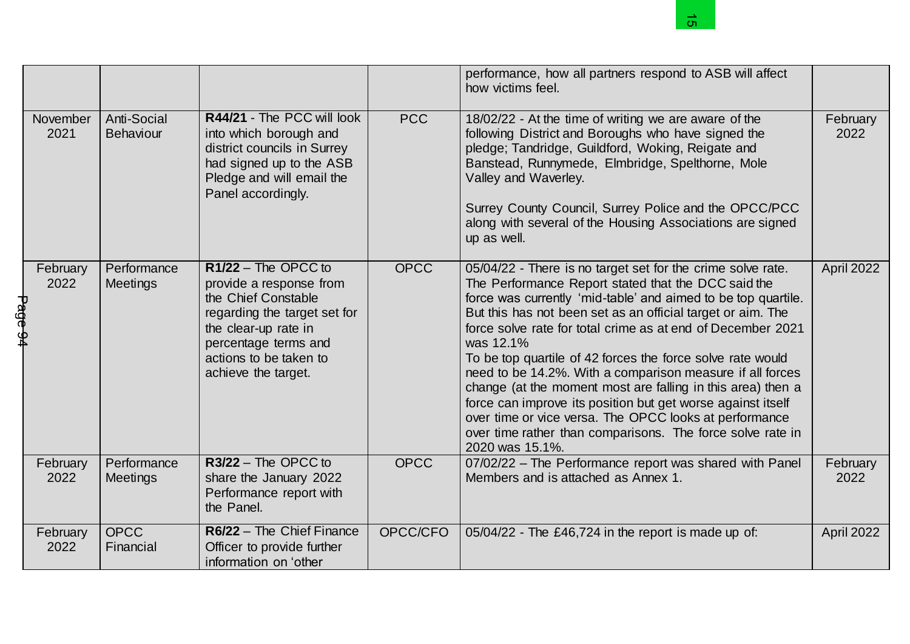| | | | | performance, how all partners respond to ASB will affect how victims feel. | |
|---|---|---|---|---|---|
| November 2021 | Anti-Social Behaviour | **R44/21** - The PCC will look into which borough and district councils in Surrey had signed up to the ASB Pledge and will email the Panel accordingly. | PCC | 18/02/22 - At the time of writing we are aware of the following District and Boroughs who have signed the pledge; Tandridge, Guildford, Woking, Reigate and Banstead, Runnymede, Elmbridge, Spelthorne, Mole Valley and Waverley.<br><br>Surrey County Council, Surrey Police and the OPCC/PCC along with several of the Housing Associations are signed up as well. | February 2022 |
| February 2022 | Performance Meetings | **R1/22** – The OPCC to provide a response from the Chief Constable regarding the target set for the clear-up rate in percentage terms and actions to be taken to achieve the target. | OPCC | 05/04/22 - There is no target set for the crime solve rate. The Performance Report stated that the DCC said the force was currently 'mid-table' and aimed to be top quartile. But this has not been set as an official target or aim. The force solve rate for total crime as at end of December 2021 was 12.1%<br>To be top quartile of 42 forces the force solve rate would need to be 14.2%. With a comparison measure if all forces change (at the moment most are falling in this area) then a force can improve its position but get worse against itself over time or vice versa. The OPCC looks at performance over time rather than comparisons. The force solve rate in 2020 was 15.1%. | April 2022 |
| February 2022 | Performance Meetings | **R3/22** – The OPCC to share the January 2022 Performance report with the Panel. | OPCC | 07/02/22 – The Performance report was shared with Panel Members and is attached as Annex 1. | February 2022 |
| February 2022 | OPCC Financial | **R6/22** – The Chief Finance Officer to provide further information on 'other | OPCC/CFO | 05/04/22 - The £46,724 in the report is made up of: | April 2022 |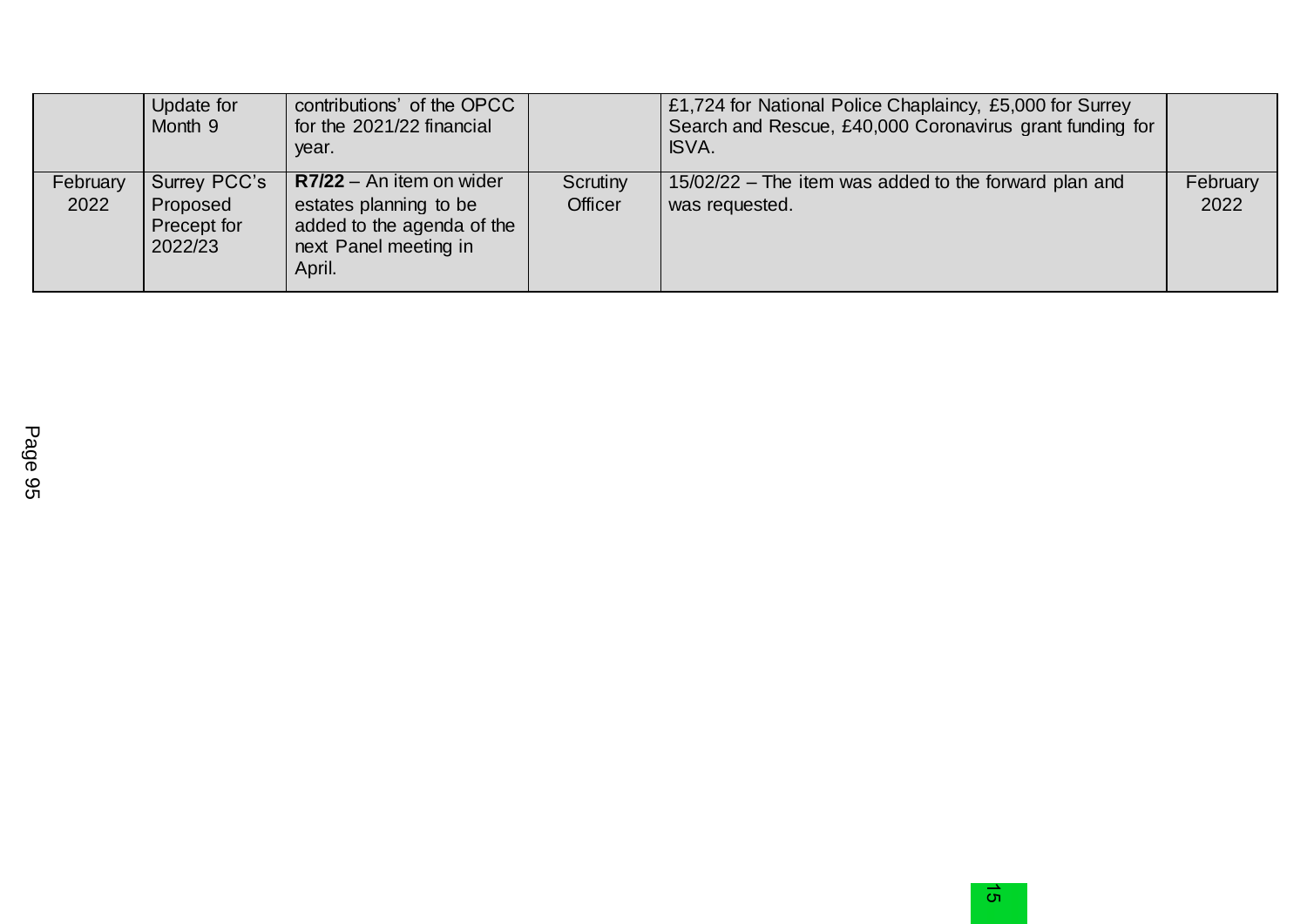|  | Update for Month 9 | contributions' of the OPCC for the 2021/22 financial year. |  | £1,724 for National Police Chaplaincy, £5,000 for Surrey Search and Rescue, £40,000 Coronavirus grant funding for ISVA. |  |
|---|---|---|---|---|---|
| February 2022 | Surrey PCC's Proposed Precept for 2022/23 | **R7/22** – An item on wider estates planning to be added to the agenda of the next Panel meeting in April. | Scrutiny Officer | 15/02/22 – The item was added to the forward plan and was requested. | February 2022 |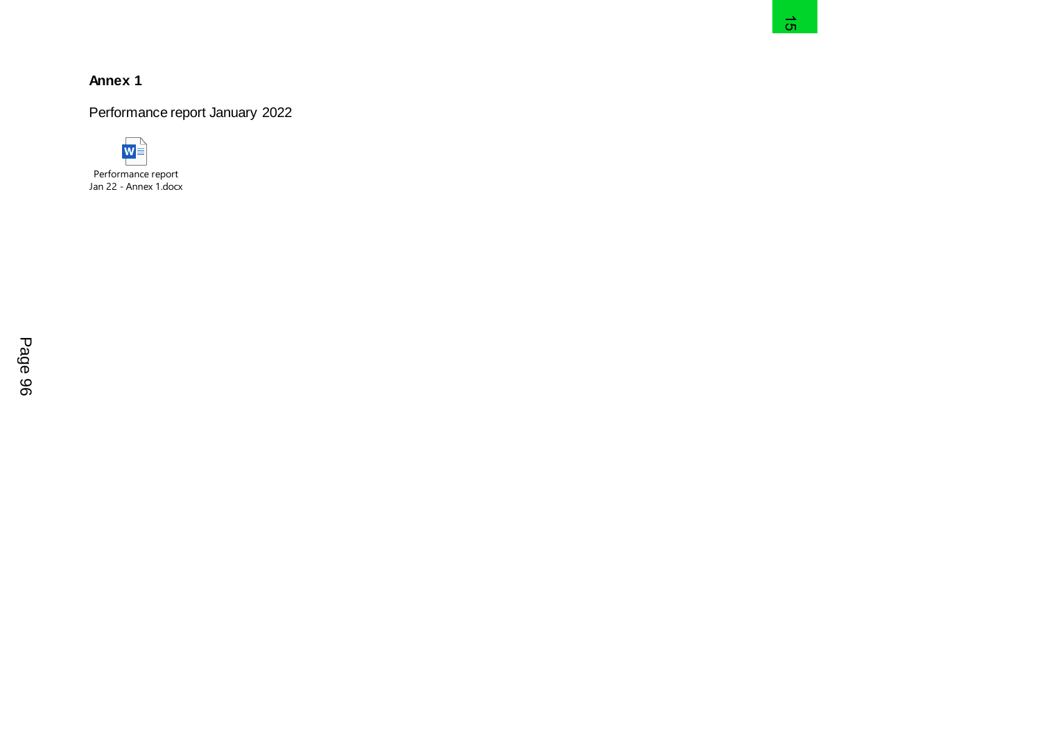**Annex 1**

Performance report January 2022

Performance report Jan 22 - Annex 1.docx